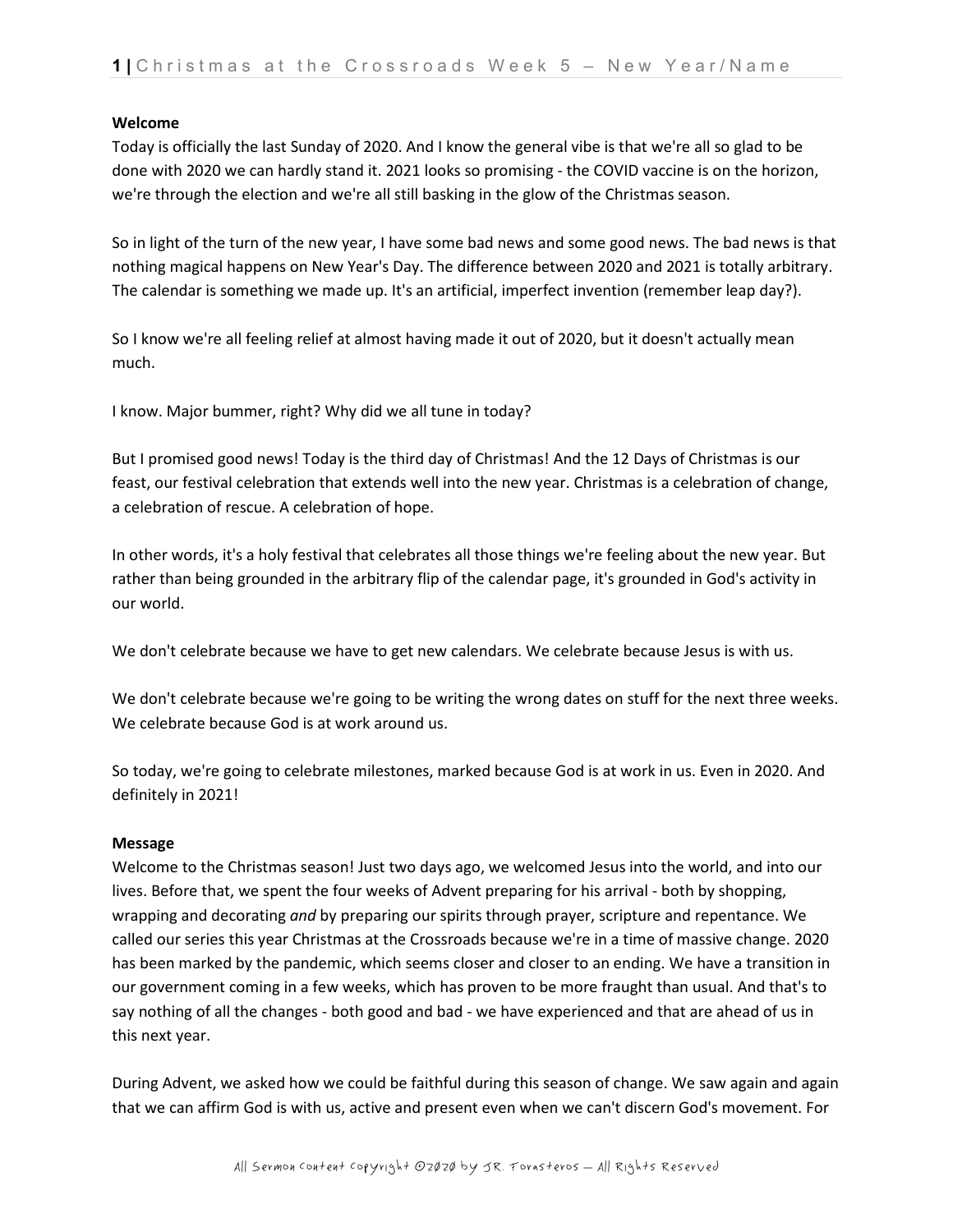**Welcome**

Today is officially the last Sunday of 2020. And I know the general vibe is that we're all so glad to be done with 2020 we can hardly stand it. 2021 looks so promising - the COVID vaccine is on the horizon, we're through the election and we're all still basking in the glow of the Christmas season.

So in light of the turn of the new year, I have some bad news and some good news. The bad news is that nothing magical happens on New Year's Day. The difference between 2020 and 2021 is totally arbitrary. The calendar is something we made up. It's an artificial, imperfect invention (remember leap day?).

So I know we're all feeling relief at almost having made it out of 2020, but it doesn't actually mean much.

I know. Major bummer, right? Why did we all tune in today?

But I promised good news! Today is the third day of Christmas! And the 12 Days of Christmas is our feast, our festival celebration that extends well into the new year. Christmas is a celebration of change, a celebration of rescue. A celebration of hope.

In other words, it's a holy festival that celebrates all those things we're feeling about the new year. But rather than being grounded in the arbitrary flip of the calendar page, it's grounded in God's activity in our world.

We don't celebrate because we have to get new calendars. We celebrate because Jesus is with us.

We don't celebrate because we're going to be writing the wrong dates on stuff for the next three weeks. We celebrate because God is at work around us.

So today, we're going to celebrate milestones, marked because God is at work in us. Even in 2020. And definitely in 2021!

**Message**

Welcome to the Christmas season! Just two days ago, we welcomed Jesus into the world, and into our lives. Before that, we spent the four weeks of Advent preparing for his arrival - both by shopping, wrapping and decorating *and* by preparing our spirits through prayer, scripture and repentance. We called our series this year Christmas at the Crossroads because we're in a time of massive change. 2020 has been marked by the pandemic, which seems closer and closer to an ending. We have a transition in our government coming in a few weeks, which has proven to be more fraught than usual. And that's to say nothing of all the changes - both good and bad - we have experienced and that are ahead of us in this next year.

During Advent, we asked how we could be faithful during this season of change. We saw again and again that we can affirm God is with us, active and present even when we can't discern God's movement. For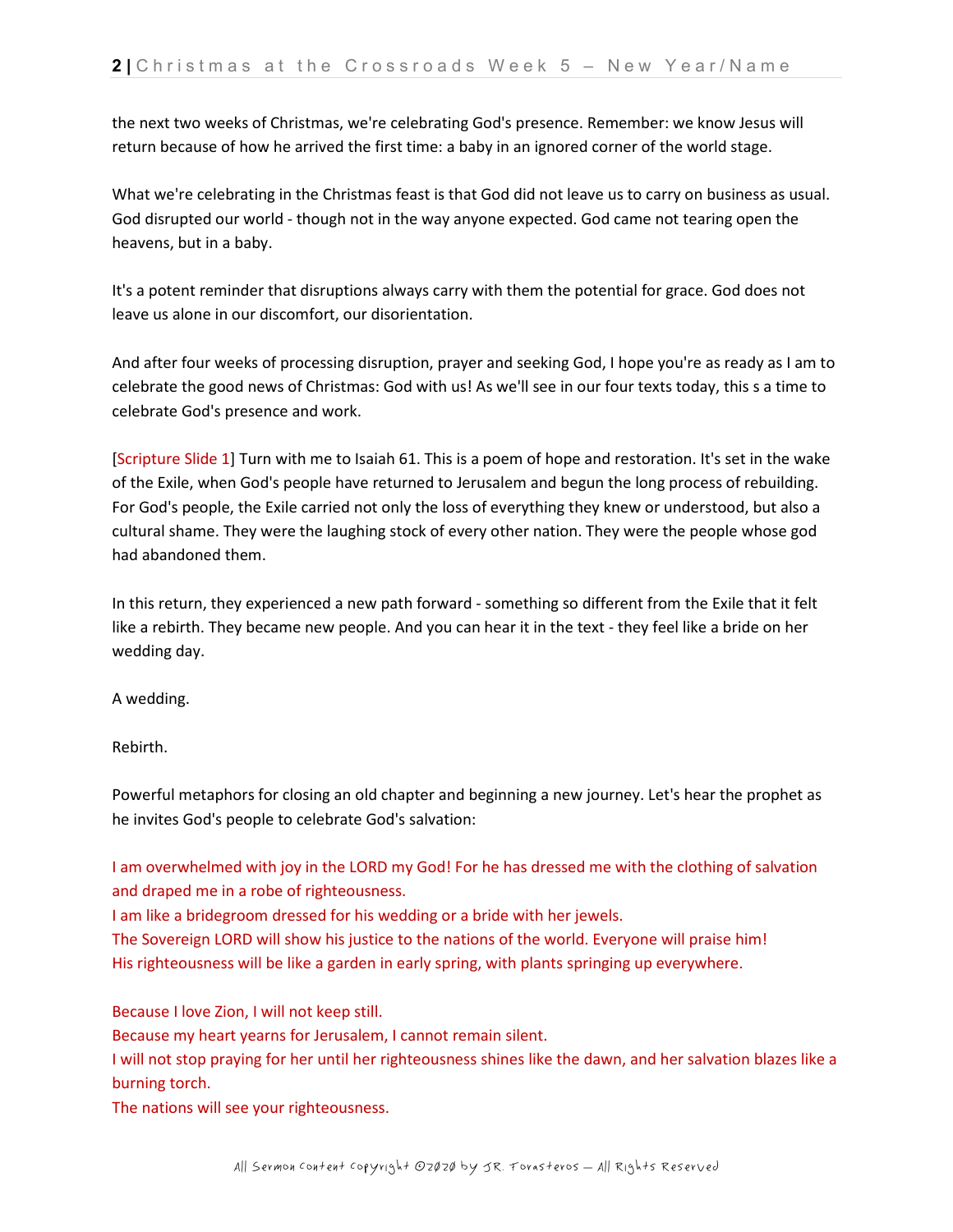the next two weeks of Christmas, we're celebrating God's presence. Remember: we know Jesus will return because of how he arrived the first time: a baby in an ignored corner of the world stage.

What we're celebrating in the Christmas feast is that God did not leave us to carry on business as usual. God disrupted our world - though not in the way anyone expected. God came not tearing open the heavens, but in a baby.

It's a potent reminder that disruptions always carry with them the potential for grace. God does not leave us alone in our discomfort, our disorientation.

And after four weeks of processing disruption, prayer and seeking God, I hope you're as ready as I am to celebrate the good news of Christmas: God with us! As we'll see in our four texts today, this s a time to celebrate God's presence and work.

[Scripture Slide 1] Turn with me to Isaiah 61. This is a poem of hope and restoration. It's set in the wake of the Exile, when God's people have returned to Jerusalem and begun the long process of rebuilding. For God's people, the Exile carried not only the loss of everything they knew or understood, but also a cultural shame. They were the laughing stock of every other nation. They were the people whose god had abandoned them.

In this return, they experienced a new path forward - something so different from the Exile that it felt like a rebirth. They became new people. And you can hear it in the text - they feel like a bride on her wedding day.

A wedding.

Rebirth.

Powerful metaphors for closing an old chapter and beginning a new journey. Let's hear the prophet as he invites God's people to celebrate God's salvation:

I am overwhelmed with joy in the LORD my God! For he has dressed me with the clothing of salvation and draped me in a robe of righteousness.
I am like a bridegroom dressed for his wedding or a bride with her jewels.
The Sovereign LORD will show his justice to the nations of the world. Everyone will praise him!
His righteousness will be like a garden in early spring, with plants springing up everywhere.

Because I love Zion, I will not keep still.
Because my heart yearns for Jerusalem, I cannot remain silent.
I will not stop praying for her until her righteousness shines like the dawn, and her salvation blazes like a burning torch.
The nations will see your righteousness.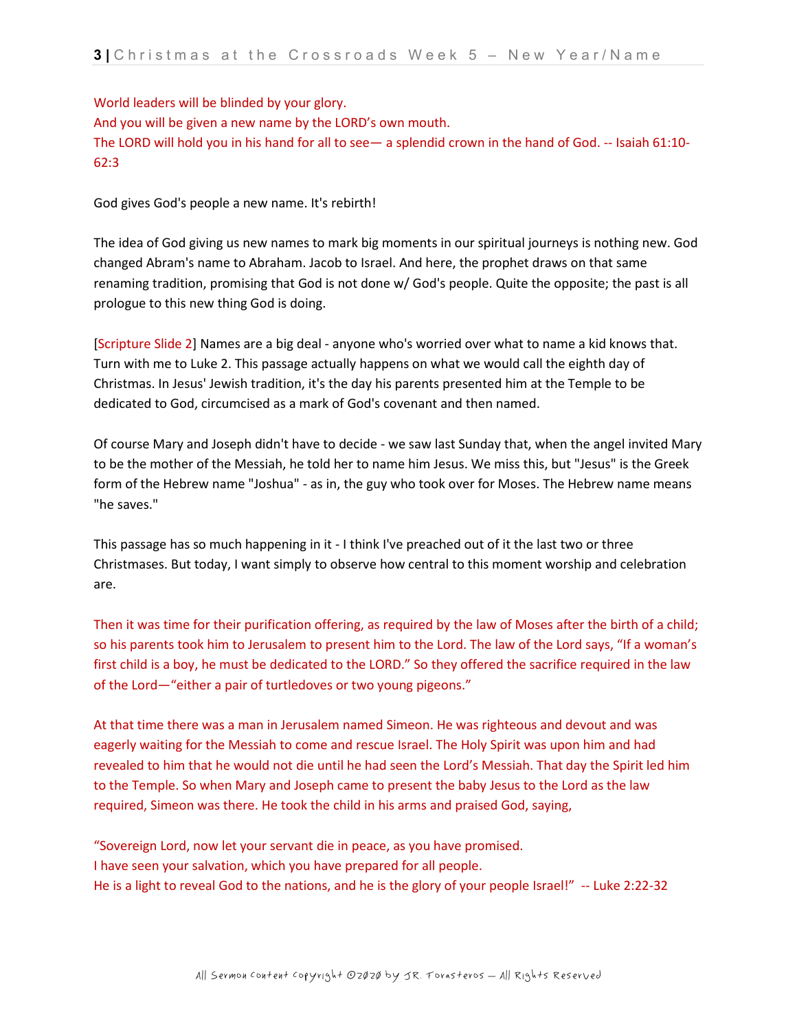World leaders will be blinded by your glory.
And you will be given a new name by the LORD's own mouth.
The LORD will hold you in his hand for all to see— a splendid crown in the hand of God. -- Isaiah 61:10-62:3

God gives God's people a new name. It's rebirth!

The idea of God giving us new names to mark big moments in our spiritual journeys is nothing new. God changed Abram's name to Abraham. Jacob to Israel. And here, the prophet draws on that same renaming tradition, promising that God is not done w/ God's people. Quite the opposite; the past is all prologue to this new thing God is doing.

[Scripture Slide 2] Names are a big deal - anyone who's worried over what to name a kid knows that. Turn with me to Luke 2. This passage actually happens on what we would call the eighth day of Christmas. In Jesus' Jewish tradition, it's the day his parents presented him at the Temple to be dedicated to God, circumcised as a mark of God's covenant and then named.

Of course Mary and Joseph didn't have to decide - we saw last Sunday that, when the angel invited Mary to be the mother of the Messiah, he told her to name him Jesus. We miss this, but "Jesus" is the Greek form of the Hebrew name "Joshua" - as in, the guy who took over for Moses. The Hebrew name means "he saves."

This passage has so much happening in it - I think I've preached out of it the last two or three Christmases. But today, I want simply to observe how central to this moment worship and celebration are.

Then it was time for their purification offering, as required by the law of Moses after the birth of a child; so his parents took him to Jerusalem to present him to the Lord. The law of the Lord says, "If a woman's first child is a boy, he must be dedicated to the LORD." So they offered the sacrifice required in the law of the Lord—"either a pair of turtledoves or two young pigeons."

At that time there was a man in Jerusalem named Simeon. He was righteous and devout and was eagerly waiting for the Messiah to come and rescue Israel. The Holy Spirit was upon him and had revealed to him that he would not die until he had seen the Lord's Messiah. That day the Spirit led him to the Temple. So when Mary and Joseph came to present the baby Jesus to the Lord as the law required, Simeon was there. He took the child in his arms and praised God, saying,

"Sovereign Lord, now let your servant die in peace, as you have promised.
I have seen your salvation, which you have prepared for all people.
He is a light to reveal God to the nations, and he is the glory of your people Israel!" -- Luke 2:22-32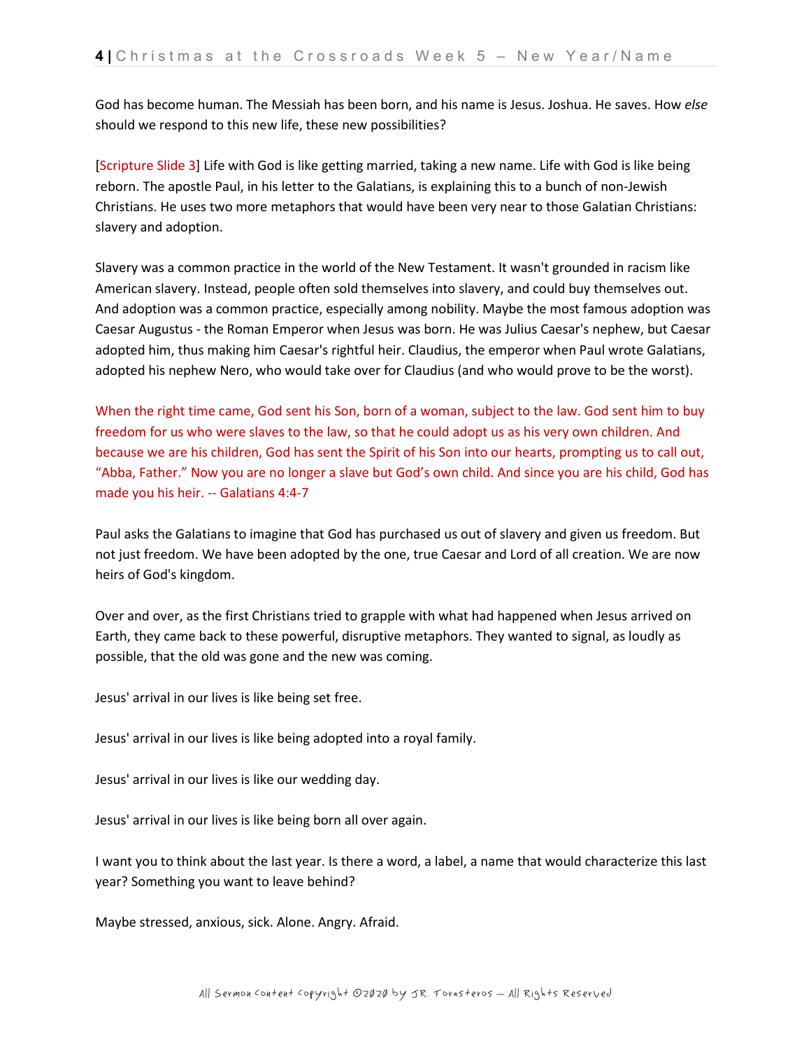God has become human. The Messiah has been born, and his name is Jesus. Joshua. He saves. How *else* should we respond to this new life, these new possibilities?

[Scripture Slide 3] Life with God is like getting married, taking a new name. Life with God is like being reborn. The apostle Paul, in his letter to the Galatians, is explaining this to a bunch of non-Jewish Christians. He uses two more metaphors that would have been very near to those Galatian Christians: slavery and adoption.

Slavery was a common practice in the world of the New Testament. It wasn't grounded in racism like American slavery. Instead, people often sold themselves into slavery, and could buy themselves out. And adoption was a common practice, especially among nobility. Maybe the most famous adoption was Caesar Augustus - the Roman Emperor when Jesus was born. He was Julius Caesar's nephew, but Caesar adopted him, thus making him Caesar's rightful heir. Claudius, the emperor when Paul wrote Galatians, adopted his nephew Nero, who would take over for Claudius (and who would prove to be the worst).

When the right time came, God sent his Son, born of a woman, subject to the law. God sent him to buy freedom for us who were slaves to the law, so that he could adopt us as his very own children. And because we are his children, God has sent the Spirit of his Son into our hearts, prompting us to call out, "Abba, Father." Now you are no longer a slave but God's own child. And since you are his child, God has made you his heir. -- Galatians 4:4-7

Paul asks the Galatians to imagine that God has purchased us out of slavery and given us freedom. But not just freedom. We have been adopted by the one, true Caesar and Lord of all creation. We are now heirs of God's kingdom.

Over and over, as the first Christians tried to grapple with what had happened when Jesus arrived on Earth, they came back to these powerful, disruptive metaphors. They wanted to signal, as loudly as possible, that the old was gone and the new was coming.

Jesus' arrival in our lives is like being set free.

Jesus' arrival in our lives is like being adopted into a royal family.

Jesus' arrival in our lives is like our wedding day.

Jesus' arrival in our lives is like being born all over again.

I want you to think about the last year. Is there a word, a label, a name that would characterize this last year? Something you want to leave behind?

Maybe stressed, anxious, sick. Alone. Angry. Afraid.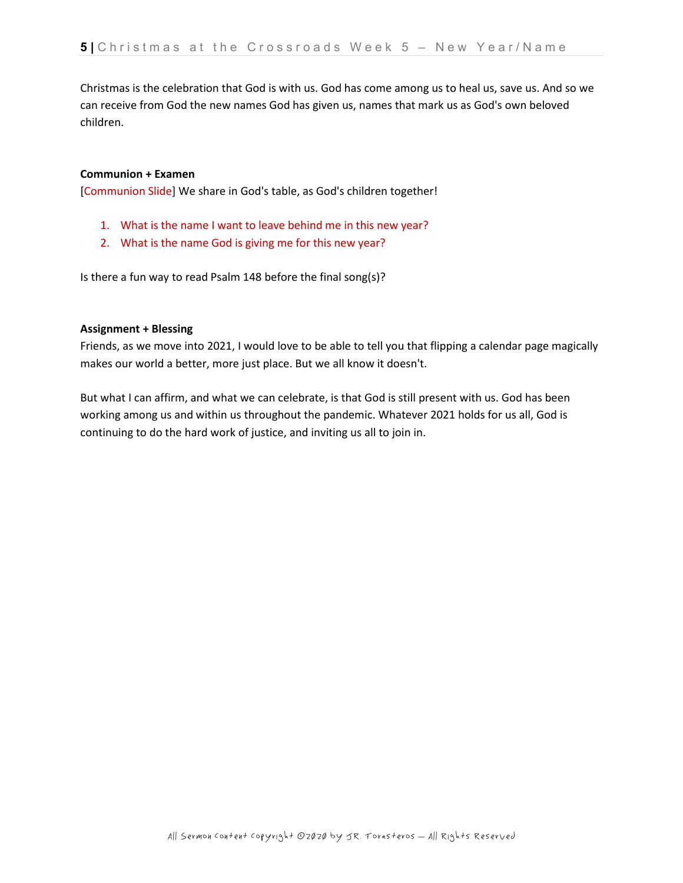Christmas is the celebration that God is with us. God has come among us to heal us, save us. And so we can receive from God the new names God has given us, names that mark us as God's own beloved children.

**Communion + Examen**

[Communion Slide] We share in God's table, as God's children together!

1. What is the name I want to leave behind me in this new year?
2. What is the name God is giving me for this new year?

Is there a fun way to read Psalm 148 before the final song(s)?

**Assignment + Blessing**

Friends, as we move into 2021, I would love to be able to tell you that flipping a calendar page magically makes our world a better, more just place. But we all know it doesn't.

But what I can affirm, and what we can celebrate, is that God is still present with us. God has been working among us and within us throughout the pandemic. Whatever 2021 holds for us all, God is continuing to do the hard work of justice, and inviting us all to join in.